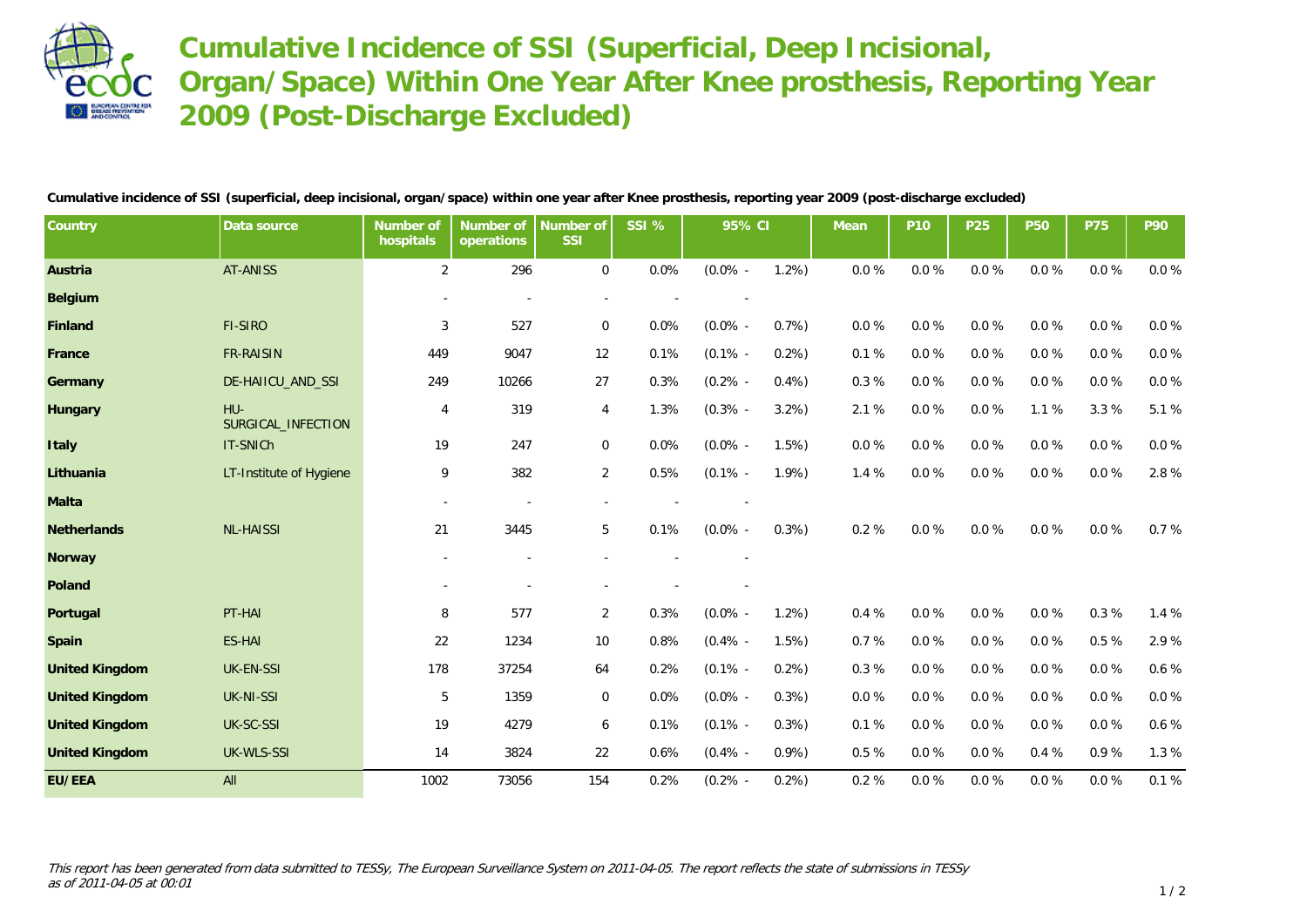# Cumulative Incidence of SSI (Superficial, Deep Incisional, Organ/Space) Within One Year After Knee prosthesis, Reporting Year 2009 (Post-Discharge Excluded)

**Cumulative incidence of SSI (superficial, deep incisional, organ/space) within one year after Knee prosthesis, reporting year 2009 (post-discharge excluded)**

| Country | Data source | Number of hospitals | Number of operations | Number of SSI | SSI % | 95% CI | | Mean | P10 | P25 | P50 | P75 | P90 |
|---|---|---|---|---|---|---|---|---|---|---|---|---|---|
| **Austria** | AT-ANISS | 2 | 296 | 0 | 0.0% | (0.0% - | 1.2%) | 0.0 % | 0.0 % | 0.0 % | 0.0 % | 0.0 % | 0.0 % |
| **Belgium** | | - | - | - | - | - | | | | | | | |
| **Finland** | FI-SIRO | 3 | 527 | 0 | 0.0% | (0.0% - | 0.7%) | 0.0 % | 0.0 % | 0.0 % | 0.0 % | 0.0 % | 0.0 % |
| **France** | FR-RAISIN | 449 | 9047 | 12 | 0.1% | (0.1% - | 0.2%) | 0.1 % | 0.0 % | 0.0 % | 0.0 % | 0.0 % | 0.0 % |
| **Germany** | DE-HAIICU_AND_SSI | 249 | 10266 | 27 | 0.3% | (0.2% - | 0.4%) | 0.3 % | 0.0 % | 0.0 % | 0.0 % | 0.0 % | 0.0 % |
| **Hungary** | HU-SURGICAL_INFECTION | 4 | 319 | 4 | 1.3% | (0.3% - | 3.2%) | 2.1 % | 0.0 % | 0.0 % | 1.1 % | 3.3 % | 5.1 % |
| **Italy** | IT-SNICh | 19 | 247 | 0 | 0.0% | (0.0% - | 1.5%) | 0.0 % | 0.0 % | 0.0 % | 0.0 % | 0.0 % | 0.0 % |
| **Lithuania** | LT-Institute of Hygiene | 9 | 382 | 2 | 0.5% | (0.1% - | 1.9%) | 1.4 % | 0.0 % | 0.0 % | 0.0 % | 0.0 % | 2.8 % |
| **Malta** | | - | - | - | - | - | | | | | | | |
| **Netherlands** | NL-HAISSI | 21 | 3445 | 5 | 0.1% | (0.0% - | 0.3%) | 0.2 % | 0.0 % | 0.0 % | 0.0 % | 0.0 % | 0.7 % |
| **Norway** | | - | - | - | - | - | | | | | | | |
| **Poland** | | - | - | - | - | - | | | | | | | |
| **Portugal** | PT-HAI | 8 | 577 | 2 | 0.3% | (0.0% - | 1.2%) | 0.4 % | 0.0 % | 0.0 % | 0.0 % | 0.3 % | 1.4 % |
| **Spain** | ES-HAI | 22 | 1234 | 10 | 0.8% | (0.4% - | 1.5%) | 0.7 % | 0.0 % | 0.0 % | 0.0 % | 0.5 % | 2.9 % |
| **United Kingdom** | UK-EN-SSI | 178 | 37254 | 64 | 0.2% | (0.1% - | 0.2%) | 0.3 % | 0.0 % | 0.0 % | 0.0 % | 0.0 % | 0.6 % |
| **United Kingdom** | UK-NI-SSI | 5 | 1359 | 0 | 0.0% | (0.0% - | 0.3%) | 0.0 % | 0.0 % | 0.0 % | 0.0 % | 0.0 % | 0.0 % |
| **United Kingdom** | UK-SC-SSI | 19 | 4279 | 6 | 0.1% | (0.1% - | 0.3%) | 0.1 % | 0.0 % | 0.0 % | 0.0 % | 0.0 % | 0.6 % |
| **United Kingdom** | UK-WLS-SSI | 14 | 3824 | 22 | 0.6% | (0.4% - | 0.9%) | 0.5 % | 0.0 % | 0.0 % | 0.4 % | 0.9 % | 1.3 % |
| **EU/EEA** | All | 1002 | 73056 | 154 | 0.2% | (0.2% - | 0.2%) | 0.2 % | 0.0 % | 0.0 % | 0.0 % | 0.0 % | 0.1 % |

*This report has been generated from data submitted to TESSy, The European Surveillance System on 2011-04-05. The report reflects the state of submissions in TESSy as of 2011-04-05 at 00:01*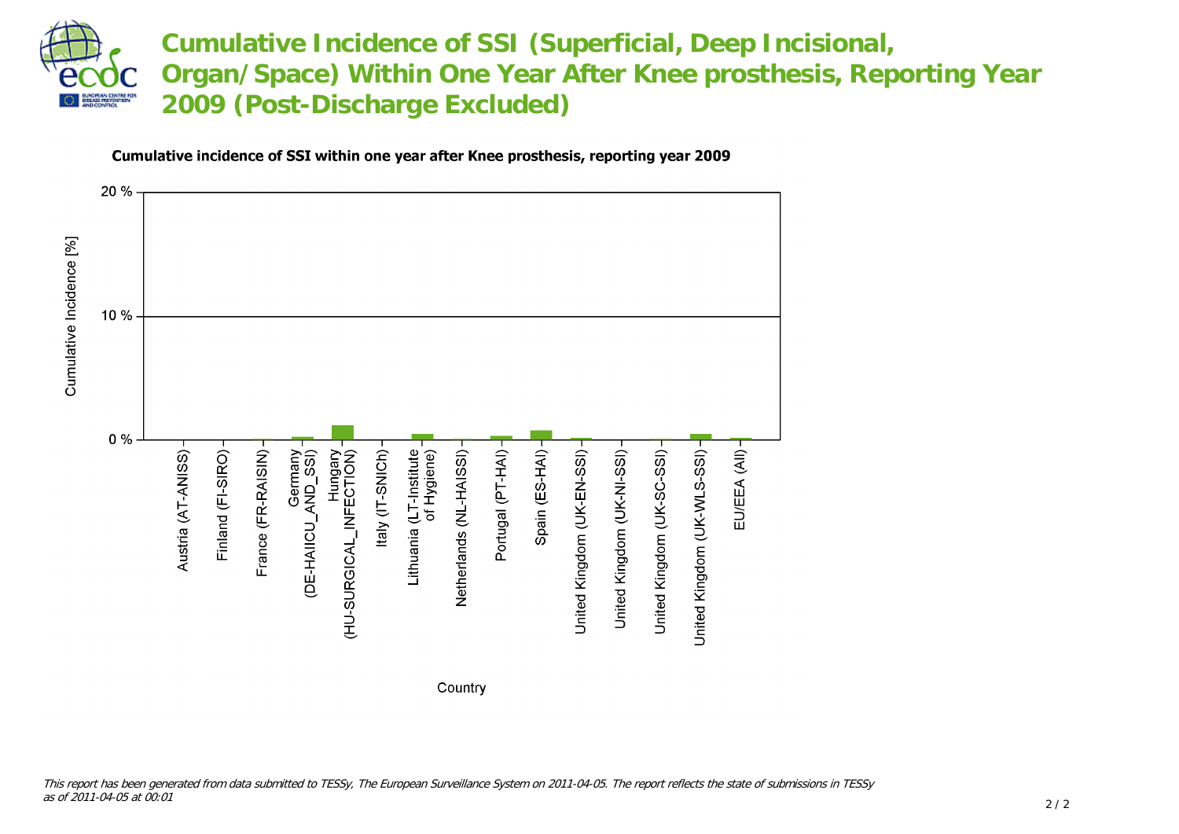# Cumulative Incidence of SSI (Superficial, Deep Incisional, Organ/Space) Within One Year After Knee prosthesis, Reporting Year 2009 (Post-Discharge Excluded)

**Cumulative incidence of SSI within one year after Knee prosthesis, reporting year 2009**

Cumulative Incidence [%]

20 %

10 %

0 %

Austria (AT-ANISS)

Finland (FI-SIRO)

France (FR-RAISIN)

Germany (DE-HAIICU_AND_SSI)

Hungary (HU-SURGICAL_INFECTION)

Italy (IT-SNICh)

Lithuania (LT-Institute of Hygiene)

Netherlands (NL-HAISSI)

Portugal (PT-HAI)

Spain (ES-HAI)

United Kingdom (UK-EN-SSI)

United Kingdom (UK-NI-SSI)

United Kingdom (UK-SC-SSI)

United Kingdom (UK-WLS-SSI)

EU/EEA (All)

Country

*This report has been generated from data submitted to TESSy, The European Surveillance System on 2011-04-05. The report reflects the state of submissions in TESSy as of 2011-04-05 at 00:01*